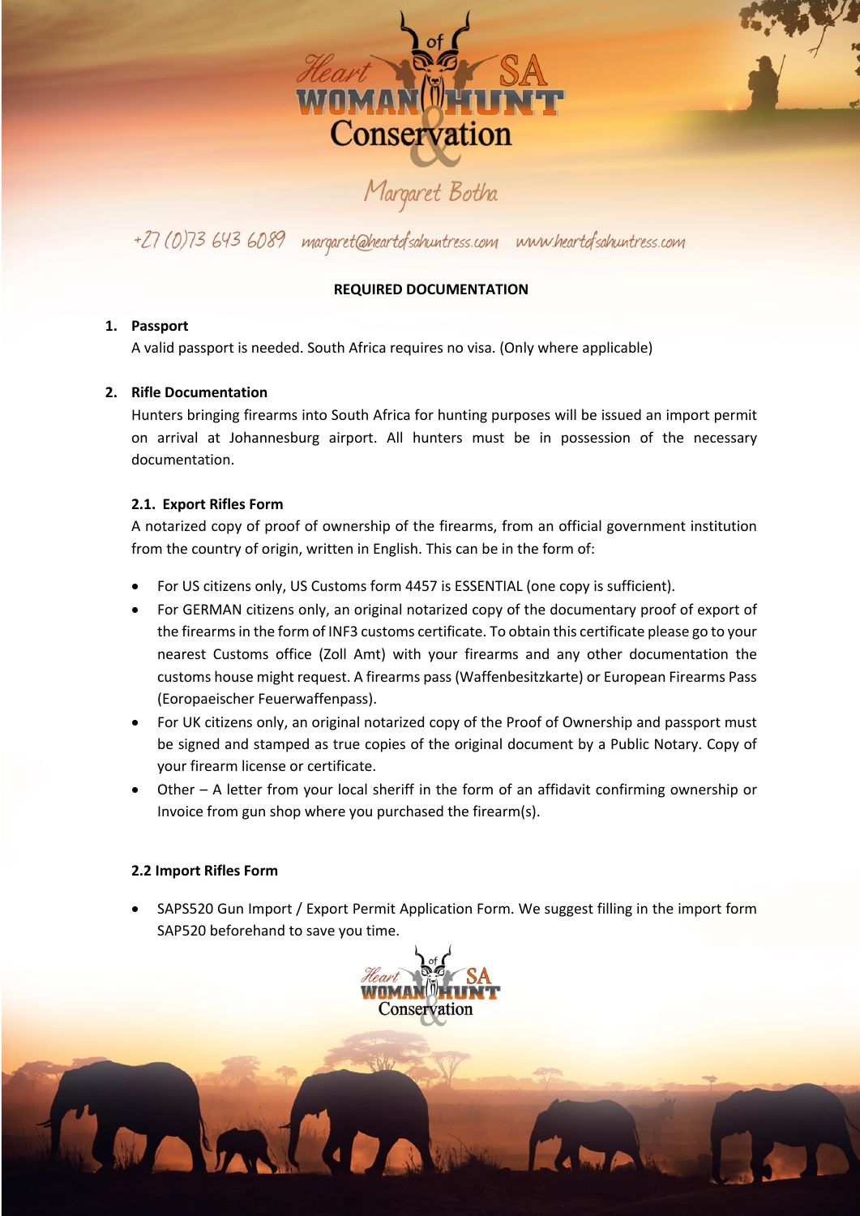Margaret Botha

+27 (0)73 643 6089 margaret@heartofsahuntress.com www.heartofsahuntress.com

**REQUIRED DOCUMENTATION**

1. **Passport**

   A valid passport is needed. South Africa requires no visa. (Only where applicable)

2. **Rifle Documentation**

   Hunters bringing firearms into South Africa for hunting purposes will be issued an import permit on arrival at Johannesburg airport. All hunters must be in possession of the necessary documentation.

   **2.1. Export Rifles Form**

   A notarized copy of proof of ownership of the firearms, from an official government institution from the country of origin, written in English. This can be in the form of:

   - For US citizens only, US Customs form 4457 is ESSENTIAL (one copy is sufficient).
   - For GERMAN citizens only, an original notarized copy of the documentary proof of export of the firearms in the form of INF3 customs certificate. To obtain this certificate please go to your nearest Customs office (Zoll Amt) with your firearms and any other documentation the customs house might request. A firearms pass (Waffenbesitzkarte) or European Firearms Pass (Eoropaeischer Feuerwaffenpass).
   - For UK citizens only, an original notarized copy of the Proof of Ownership and passport must be signed and stamped as true copies of the original document by a Public Notary. Copy of your firearm license or certificate.
   - Other – A letter from your local sheriff in the form of an affidavit confirming ownership or Invoice from gun shop where you purchased the firearm(s).

   **2.2 Import Rifles Form**

   - SAPS520 Gun Import / Export Permit Application Form. We suggest filling in the import form SAP520 beforehand to save you time.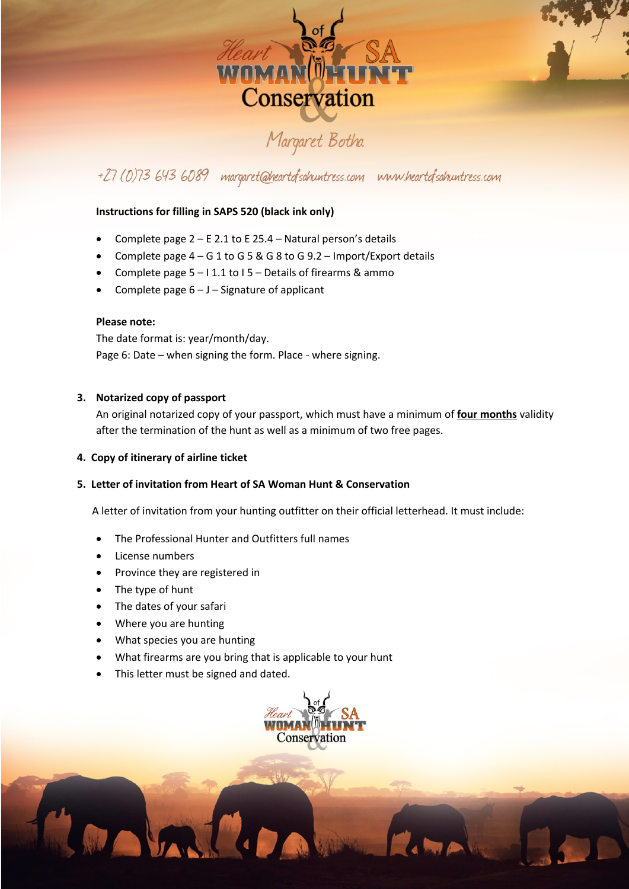**Instructions for filling in SAPS 520 (black ink only)**

- Complete page 2 – E 2.1 to E 25.4 – Natural person's details
- Complete page 4 – G 1 to G 5 & G 8 to G 9.2 – Import/Export details
- Complete page 5 – I 1.1 to I 5 – Details of firearms & ammo
- Complete page 6 – J – Signature of applicant

**Please note:**

The date format is: year/month/day.

Page 6: Date – when signing the form. Place - where signing.

3. **Notarized copy of passport**

   An original notarized copy of your passport, which must have a minimum of **four months** validity after the termination of the hunt as well as a minimum of two free pages.

4. **Copy of itinerary of airline ticket**

5. **Letter of invitation from Heart of SA Woman Hunt & Conservation**

   A letter of invitation from your hunting outfitter on their official letterhead. It must include:

   - The Professional Hunter and Outfitters full names
   - License numbers
   - Province they are registered in
   - The type of hunt
   - The dates of your safari
   - Where you are hunting
   - What species you are hunting
   - What firearms are you bring that is applicable to your hunt
   - This letter must be signed and dated.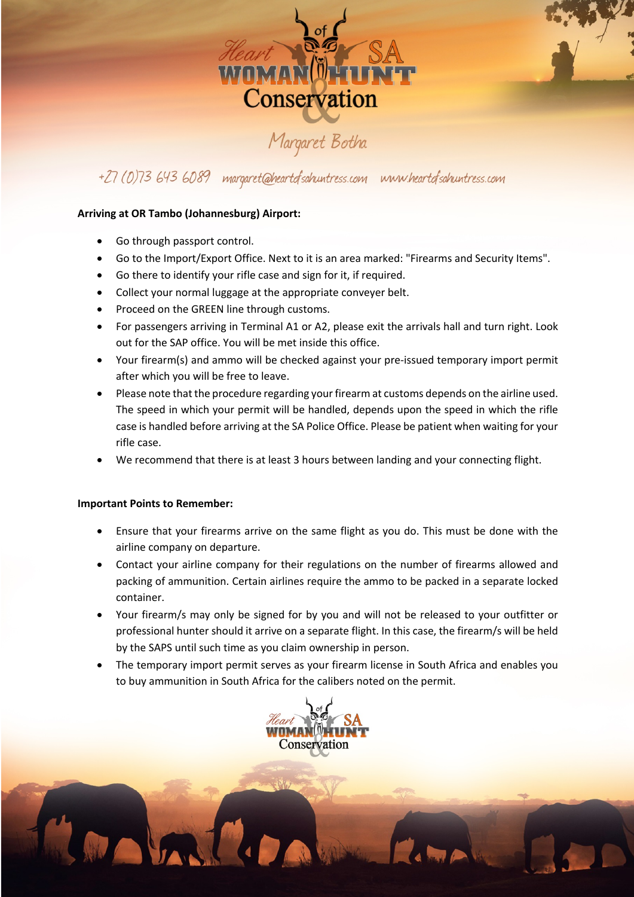**Arriving at OR Tambo (Johannesburg) Airport:**

- Go through passport control.
- Go to the Import/Export Office. Next to it is an area marked: "Firearms and Security Items".
- Go there to identify your rifle case and sign for it, if required.
- Collect your normal luggage at the appropriate conveyer belt.
- Proceed on the GREEN line through customs.
- For passengers arriving in Terminal A1 or A2, please exit the arrivals hall and turn right. Look out for the SAP office. You will be met inside this office.
- Your firearm(s) and ammo will be checked against your pre-issued temporary import permit after which you will be free to leave.
- Please note that the procedure regarding your firearm at customs depends on the airline used. The speed in which your permit will be handled, depends upon the speed in which the rifle case is handled before arriving at the SA Police Office. Please be patient when waiting for your rifle case.
- We recommend that there is at least 3 hours between landing and your connecting flight.

**Important Points to Remember:**

- Ensure that your firearms arrive on the same flight as you do. This must be done with the airline company on departure.
- Contact your airline company for their regulations on the number of firearms allowed and packing of ammunition. Certain airlines require the ammo to be packed in a separate locked container.
- Your firearm/s may only be signed for by you and will not be released to your outfitter or professional hunter should it arrive on a separate flight. In this case, the firearm/s will be held by the SAPS until such time as you claim ownership in person.
- The temporary import permit serves as your firearm license in South Africa and enables you to buy ammunition in South Africa for the calibers noted on the permit.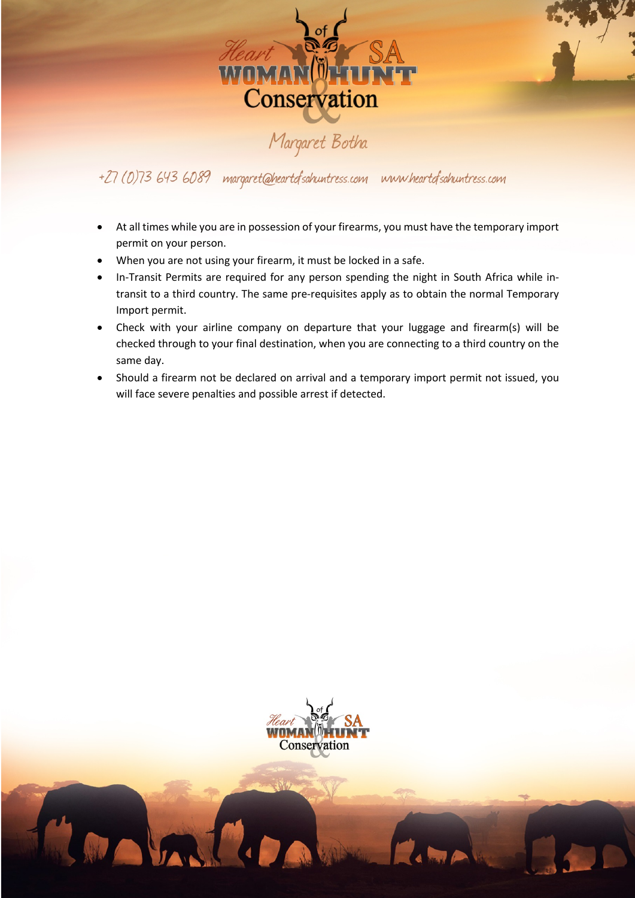- At all times while you are in possession of your firearms, you must have the temporary import permit on your person.
- When you are not using your firearm, it must be locked in a safe.
- In-Transit Permits are required for any person spending the night in South Africa while in-transit to a third country. The same pre-requisites apply as to obtain the normal Temporary Import permit.
- Check with your airline company on departure that your luggage and firearm(s) will be checked through to your final destination, when you are connecting to a third country on the same day.
- Should a firearm not be declared on arrival and a temporary import permit not issued, you will face severe penalties and possible arrest if detected.